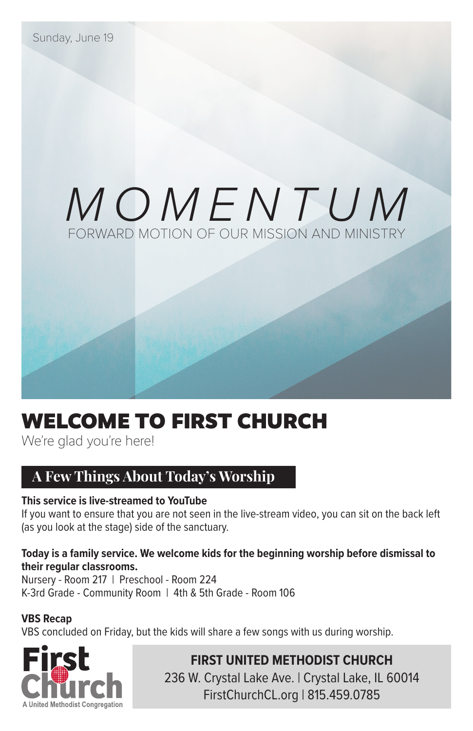Sunday, June 19

# MOMENTUM

FORWARD MOTION OF OUR MISSION AND MINISTRY

# WELCOME TO FIRST CHURCH

We're glad you're here!

## A Few Things About Today's Worship

**This service is live-streamed to YouTube**

If you want to ensure that you are not seen in the live-stream video, you can sit on the back left (as you look at the stage) side of the sanctuary.

**Today is a family service. We welcome kids for the beginning worship before dismissal to their regular classrooms.**

Nursery - Room 217 | Preschool - Room 224

K-3rd Grade - Community Room | 4th & 5th Grade - Room 106

**VBS Recap**

VBS concluded on Friday, but the kids will share a few songs with us during worship.

First Church
A United Methodist Congregation

**FIRST UNITED METHODIST CHURCH**

236 W. Crystal Lake Ave. | Crystal Lake, IL 60014

FirstChurchCL.org | 815.459.0785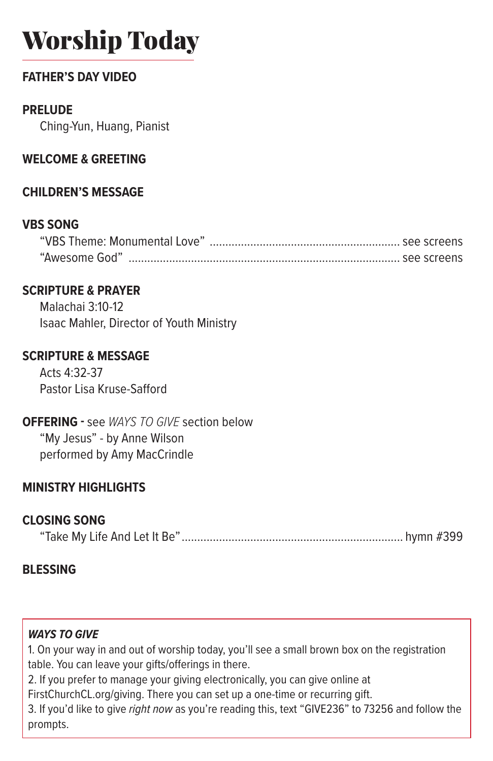# Worship Today

**FATHER'S DAY VIDEO**

**PRELUDE**
Ching-Yun, Huang, Pianist

**WELCOME & GREETING**

**CHILDREN'S MESSAGE**

**VBS SONG**
"VBS Theme: Monumental Love" ........................................................ see screens
"Awesome God" ........................................................................... see screens

**SCRIPTURE & PRAYER**
Malachai 3:10-12
Isaac Mahler, Director of Youth Ministry

**SCRIPTURE & MESSAGE**
Acts 4:32-37
Pastor Lisa Kruse-Safford

**OFFERING -** see *WAYS TO GIVE* section below
"My Jesus" - by Anne Wilson
performed by Amy MacCrindle

**MINISTRY HIGHLIGHTS**

**CLOSING SONG**
"Take My Life And Let It Be"..................................................................... hymn #399

**BLESSING**

***WAYS TO GIVE***

1. On your way in and out of worship today, you'll see a small brown box on the registration table. You can leave your gifts/offerings in there.
2. If you prefer to manage your giving electronically, you can give online at FirstChurchCL.org/giving. There you can set up a one-time or recurring gift.
3. If you'd like to give *right now* as you're reading this, text "GIVE236" to 73256 and follow the prompts.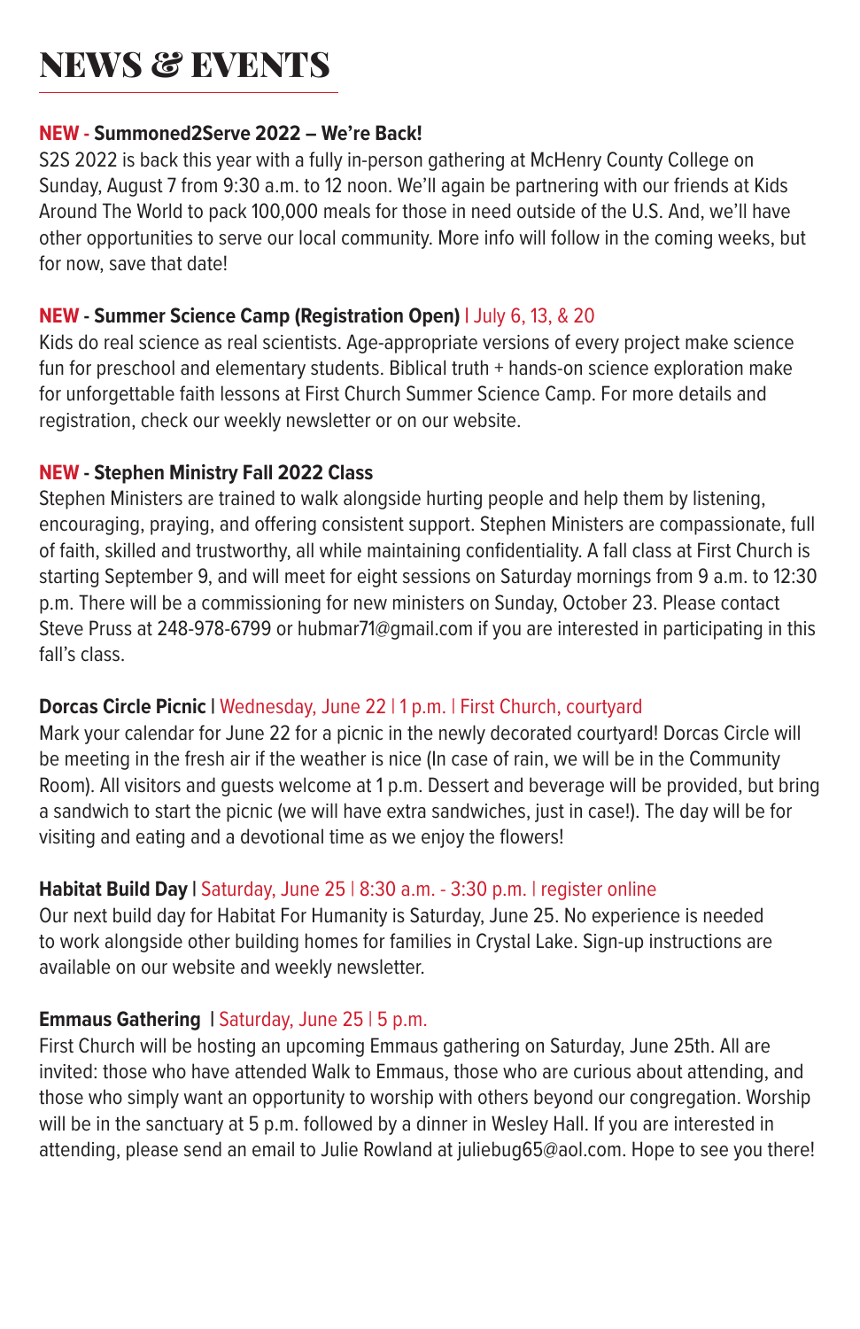# NEWS & EVENTS

**NEW - Summoned2Serve 2022 – We're Back!**

S2S 2022 is back this year with a fully in-person gathering at McHenry County College on Sunday, August 7 from 9:30 a.m. to 12 noon. We'll again be partnering with our friends at Kids Around The World to pack 100,000 meals for those in need outside of the U.S. And, we'll have other opportunities to serve our local community. More info will follow in the coming weeks, but for now, save that date!

**NEW - Summer Science Camp (Registration Open)** | July 6, 13, & 20

Kids do real science as real scientists. Age-appropriate versions of every project make science fun for preschool and elementary students. Biblical truth + hands-on science exploration make for unforgettable faith lessons at First Church Summer Science Camp. For more details and registration, check our weekly newsletter or on our website.

**NEW - Stephen Ministry Fall 2022 Class**

Stephen Ministers are trained to walk alongside hurting people and help them by listening, encouraging, praying, and offering consistent support. Stephen Ministers are compassionate, full of faith, skilled and trustworthy, all while maintaining confidentiality. A fall class at First Church is starting September 9, and will meet for eight sessions on Saturday mornings from 9 a.m. to 12:30 p.m. There will be a commissioning for new ministers on Sunday, October 23. Please contact Steve Pruss at 248-978-6799 or hubmar71@gmail.com if you are interested in participating in this fall's class.

**Dorcas Circle Picnic** | Wednesday, June 22 | 1 p.m. | First Church, courtyard

Mark your calendar for June 22 for a picnic in the newly decorated courtyard! Dorcas Circle will be meeting in the fresh air if the weather is nice (In case of rain, we will be in the Community Room). All visitors and guests welcome at 1 p.m. Dessert and beverage will be provided, but bring a sandwich to start the picnic (we will have extra sandwiches, just in case!). The day will be for visiting and eating and a devotional time as we enjoy the flowers!

**Habitat Build Day** | Saturday, June 25 | 8:30 a.m. - 3:30 p.m. | register online

Our next build day for Habitat For Humanity is Saturday, June 25. No experience is needed to work alongside other building homes for families in Crystal Lake. Sign-up instructions are available on our website and weekly newsletter.

**Emmaus Gathering** | Saturday, June 25 | 5 p.m.

First Church will be hosting an upcoming Emmaus gathering on Saturday, June 25th. All are invited: those who have attended Walk to Emmaus, those who are curious about attending, and those who simply want an opportunity to worship with others beyond our congregation. Worship will be in the sanctuary at 5 p.m. followed by a dinner in Wesley Hall. If you are interested in attending, please send an email to Julie Rowland at juliebug65@aol.com. Hope to see you there!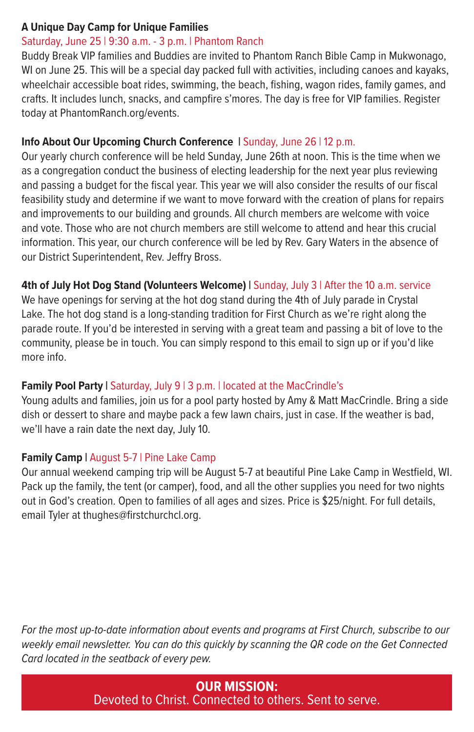**A Unique Day Camp for Unique Families**

Saturday, June 25 | 9:30 a.m. - 3 p.m. | Phantom Ranch

Buddy Break VIP families and Buddies are invited to Phantom Ranch Bible Camp in Mukwonago, WI on June 25. This will be a special day packed full with activities, including canoes and kayaks, wheelchair accessible boat rides, swimming, the beach, fishing, wagon rides, family games, and crafts. It includes lunch, snacks, and campfire s'mores. The day is free for VIP families. Register today at PhantomRanch.org/events.

**Info About Our Upcoming Church Conference** | Sunday, June 26 | 12 p.m.

Our yearly church conference will be held Sunday, June 26th at noon. This is the time when we as a congregation conduct the business of electing leadership for the next year plus reviewing and passing a budget for the fiscal year. This year we will also consider the results of our fiscal feasibility study and determine if we want to move forward with the creation of plans for repairs and improvements to our building and grounds. All church members are welcome with voice and vote. Those who are not church members are still welcome to attend and hear this crucial information. This year, our church conference will be led by Rev. Gary Waters in the absence of our District Superintendent, Rev. Jeffry Bross.

**4th of July Hot Dog Stand (Volunteers Welcome)** | Sunday, July 3 | After the 10 a.m. service

We have openings for serving at the hot dog stand during the 4th of July parade in Crystal Lake. The hot dog stand is a long-standing tradition for First Church as we're right along the parade route. If you'd be interested in serving with a great team and passing a bit of love to the community, please be in touch. You can simply respond to this email to sign up or if you'd like more info.

**Family Pool Party** | Saturday, July 9 | 3 p.m. | located at the MacCrindle's

Young adults and families, join us for a pool party hosted by Amy & Matt MacCrindle. Bring a side dish or dessert to share and maybe pack a few lawn chairs, just in case. If the weather is bad, we'll have a rain date the next day, July 10.

**Family Camp** | August 5-7 | Pine Lake Camp

Our annual weekend camping trip will be August 5-7 at beautiful Pine Lake Camp in Westfield, WI. Pack up the family, the tent (or camper), food, and all the other supplies you need for two nights out in God's creation. Open to families of all ages and sizes. Price is $25/night. For full details, email Tyler at thughes@firstchurchcl.org.

*For the most up-to-date information about events and programs at First Church, subscribe to our weekly email newsletter. You can do this quickly by scanning the QR code on the Get Connected Card located in the seatback of every pew.*

**OUR MISSION:**
Devoted to Christ. Connected to others. Sent to serve.